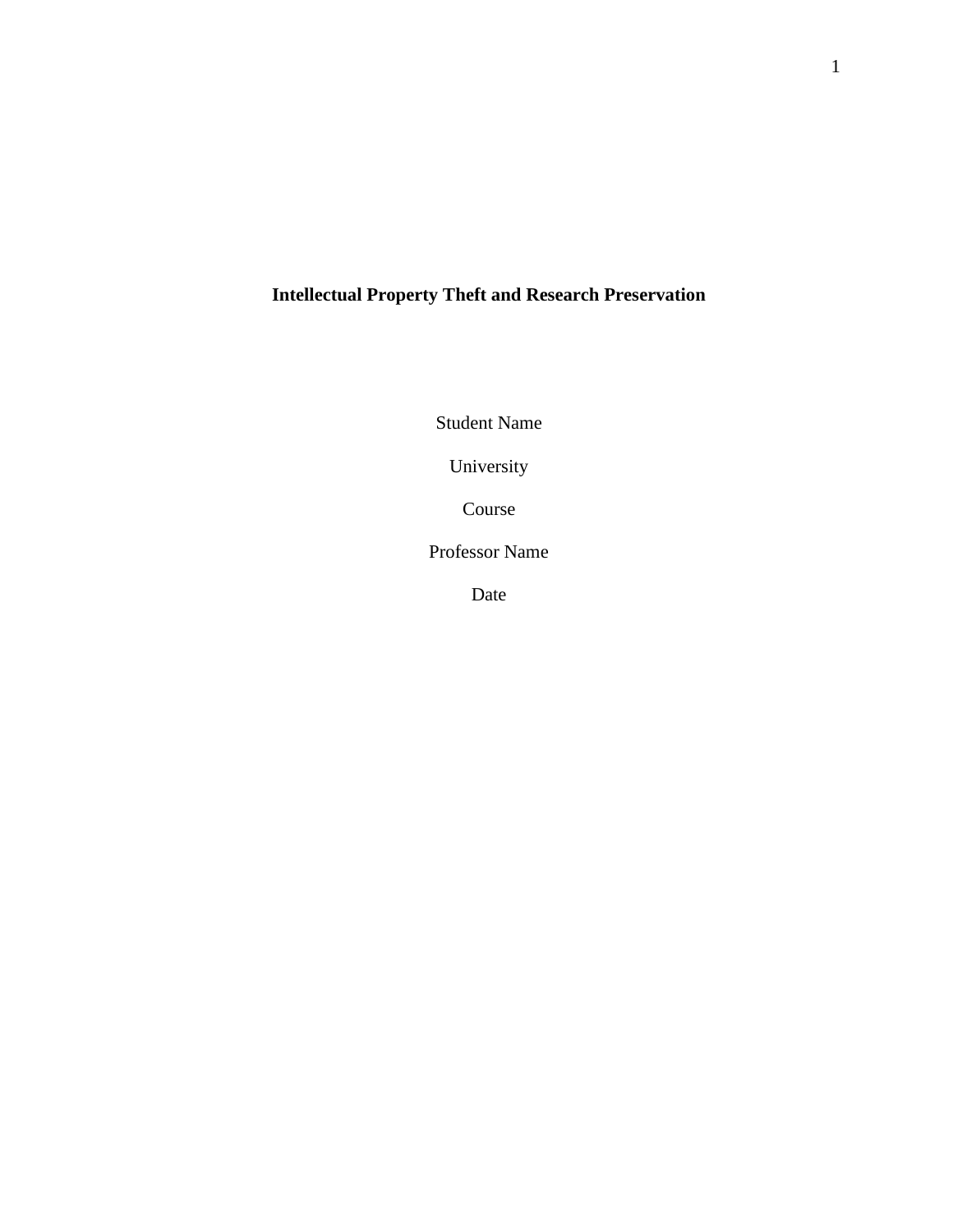# Intellectual Property Theft and Research Preservation

Student Name

University

Course

Professor Name

Date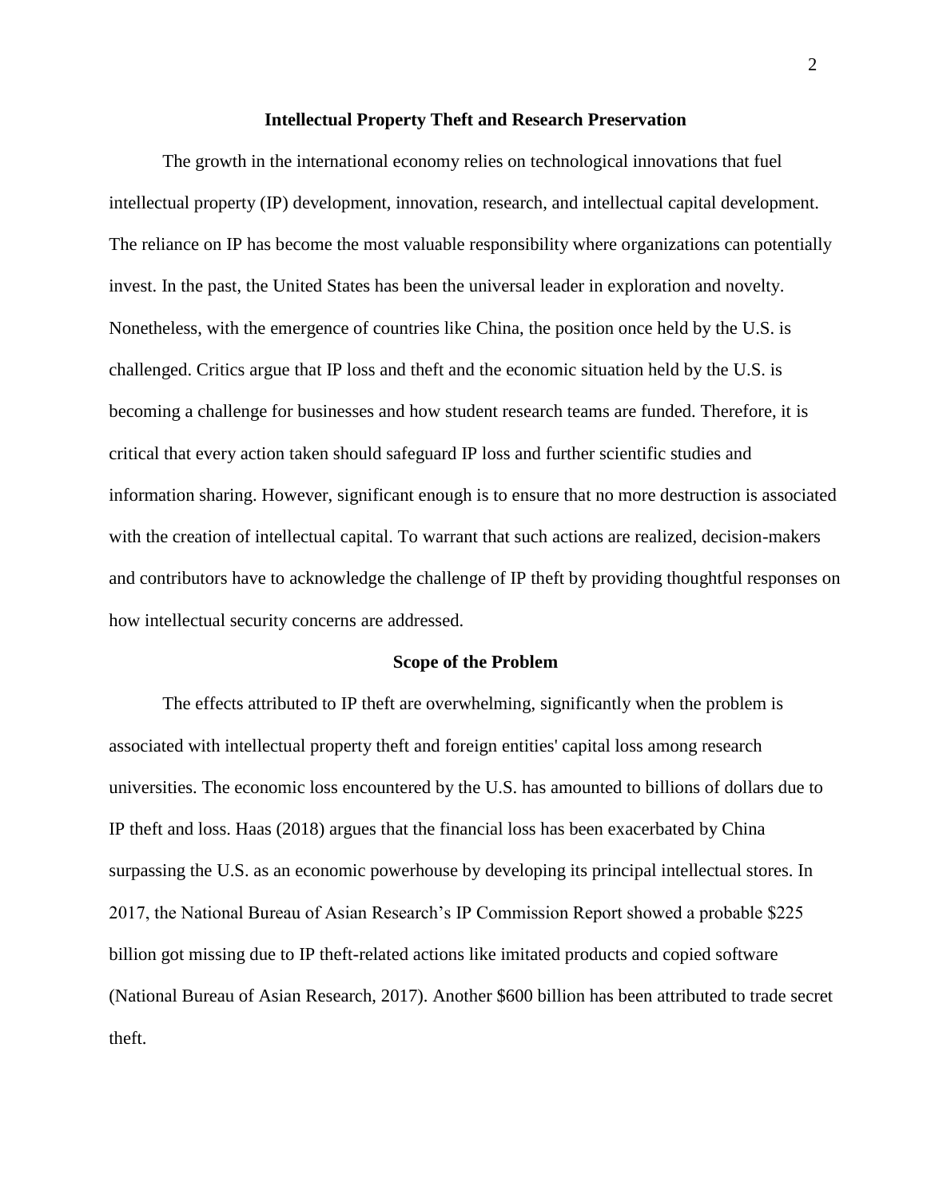## Intellectual Property Theft and Research Preservation

The growth in the international economy relies on technological innovations that fuel intellectual property (IP) development, innovation, research, and intellectual capital development. The reliance on IP has become the most valuable responsibility where organizations can potentially invest. In the past, the United States has been the universal leader in exploration and novelty. Nonetheless, with the emergence of countries like China, the position once held by the U.S. is challenged. Critics argue that IP loss and theft and the economic situation held by the U.S. is becoming a challenge for businesses and how student research teams are funded. Therefore, it is critical that every action taken should safeguard IP loss and further scientific studies and information sharing. However, significant enough is to ensure that no more destruction is associated with the creation of intellectual capital. To warrant that such actions are realized, decision-makers and contributors have to acknowledge the challenge of IP theft by providing thoughtful responses on how intellectual security concerns are addressed.

### Scope of the Problem

The effects attributed to IP theft are overwhelming, significantly when the problem is associated with intellectual property theft and foreign entities' capital loss among research universities. The economic loss encountered by the U.S. has amounted to billions of dollars due to IP theft and loss. Haas (2018) argues that the financial loss has been exacerbated by China surpassing the U.S. as an economic powerhouse by developing its principal intellectual stores. In 2017, the National Bureau of Asian Research's IP Commission Report showed a probable $225 billion got missing due to IP theft-related actions like imitated products and copied software (National Bureau of Asian Research, 2017). Another $600 billion has been attributed to trade secret theft.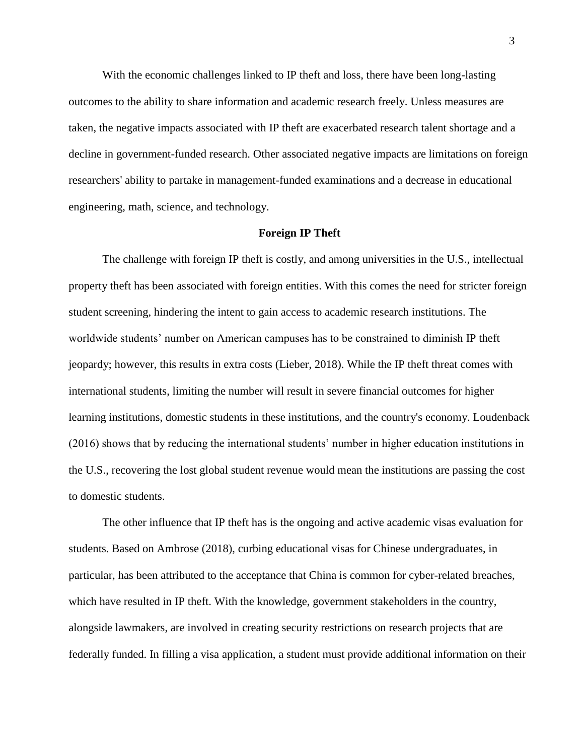With the economic challenges linked to IP theft and loss, there have been long-lasting outcomes to the ability to share information and academic research freely. Unless measures are taken, the negative impacts associated with IP theft are exacerbated research talent shortage and a decline in government-funded research. Other associated negative impacts are limitations on foreign researchers' ability to partake in management-funded examinations and a decrease in educational engineering, math, science, and technology.

## Foreign IP Theft

The challenge with foreign IP theft is costly, and among universities in the U.S., intellectual property theft has been associated with foreign entities. With this comes the need for stricter foreign student screening, hindering the intent to gain access to academic research institutions. The worldwide students' number on American campuses has to be constrained to diminish IP theft jeopardy; however, this results in extra costs (Lieber, 2018). While the IP theft threat comes with international students, limiting the number will result in severe financial outcomes for higher learning institutions, domestic students in these institutions, and the country's economy. Loudenback (2016) shows that by reducing the international students' number in higher education institutions in the U.S., recovering the lost global student revenue would mean the institutions are passing the cost to domestic students.

The other influence that IP theft has is the ongoing and active academic visas evaluation for students. Based on Ambrose (2018), curbing educational visas for Chinese undergraduates, in particular, has been attributed to the acceptance that China is common for cyber-related breaches, which have resulted in IP theft. With the knowledge, government stakeholders in the country, alongside lawmakers, are involved in creating security restrictions on research projects that are federally funded. In filling a visa application, a student must provide additional information on their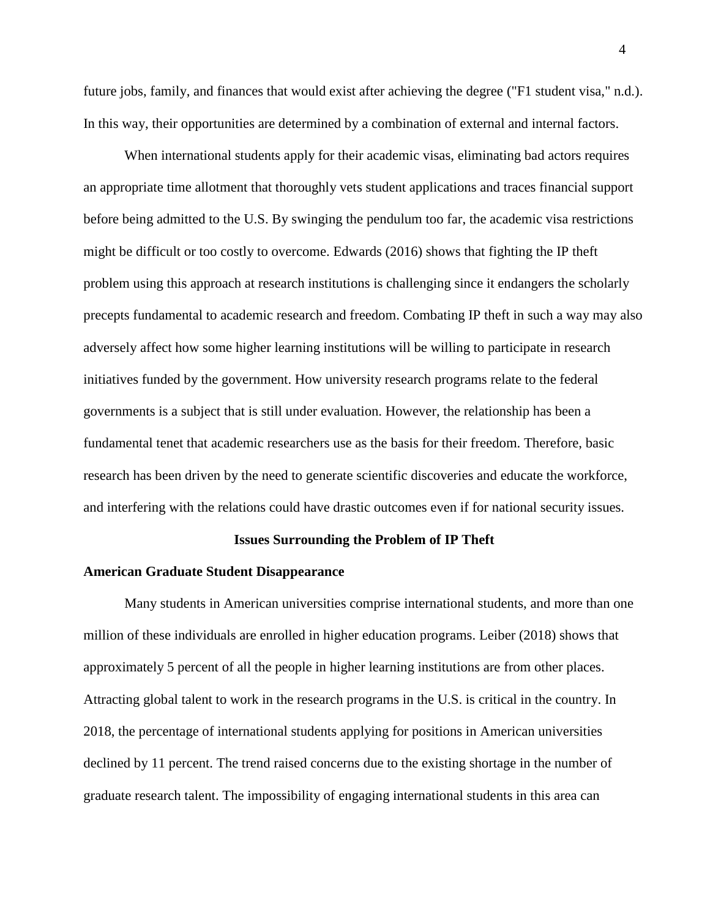future jobs, family, and finances that would exist after achieving the degree ("F1 student visa," n.d.). In this way, their opportunities are determined by a combination of external and internal factors.

When international students apply for their academic visas, eliminating bad actors requires an appropriate time allotment that thoroughly vets student applications and traces financial support before being admitted to the U.S. By swinging the pendulum too far, the academic visa restrictions might be difficult or too costly to overcome. Edwards (2016) shows that fighting the IP theft problem using this approach at research institutions is challenging since it endangers the scholarly precepts fundamental to academic research and freedom. Combating IP theft in such a way may also adversely affect how some higher learning institutions will be willing to participate in research initiatives funded by the government. How university research programs relate to the federal governments is a subject that is still under evaluation. However, the relationship has been a fundamental tenet that academic researchers use as the basis for their freedom. Therefore, basic research has been driven by the need to generate scientific discoveries and educate the workforce, and interfering with the relations could have drastic outcomes even if for national security issues.

## Issues Surrounding the Problem of IP Theft

### American Graduate Student Disappearance

Many students in American universities comprise international students, and more than one million of these individuals are enrolled in higher education programs. Leiber (2018) shows that approximately 5 percent of all the people in higher learning institutions are from other places. Attracting global talent to work in the research programs in the U.S. is critical in the country. In 2018, the percentage of international students applying for positions in American universities declined by 11 percent. The trend raised concerns due to the existing shortage in the number of graduate research talent. The impossibility of engaging international students in this area can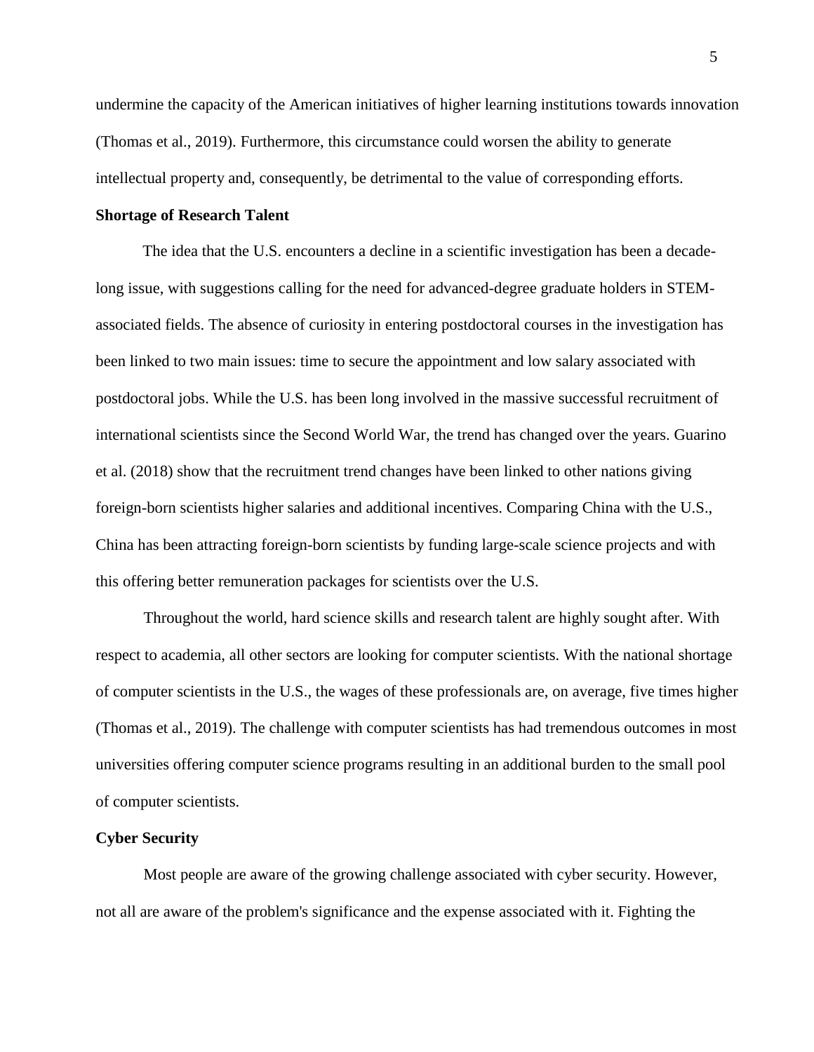undermine the capacity of the American initiatives of higher learning institutions towards innovation (Thomas et al., 2019). Furthermore, this circumstance could worsen the ability to generate intellectual property and, consequently, be detrimental to the value of corresponding efforts.

**Shortage of Research Talent**

The idea that the U.S. encounters a decline in a scientific investigation has been a decade-long issue, with suggestions calling for the need for advanced-degree graduate holders in STEM-associated fields. The absence of curiosity in entering postdoctoral courses in the investigation has been linked to two main issues: time to secure the appointment and low salary associated with postdoctoral jobs. While the U.S. has been long involved in the massive successful recruitment of international scientists since the Second World War, the trend has changed over the years. Guarino et al. (2018) show that the recruitment trend changes have been linked to other nations giving foreign-born scientists higher salaries and additional incentives. Comparing China with the U.S., China has been attracting foreign-born scientists by funding large-scale science projects and with this offering better remuneration packages for scientists over the U.S.

Throughout the world, hard science skills and research talent are highly sought after. With respect to academia, all other sectors are looking for computer scientists. With the national shortage of computer scientists in the U.S., the wages of these professionals are, on average, five times higher (Thomas et al., 2019). The challenge with computer scientists has had tremendous outcomes in most universities offering computer science programs resulting in an additional burden to the small pool of computer scientists.

**Cyber Security**

Most people are aware of the growing challenge associated with cyber security. However, not all are aware of the problem's significance and the expense associated with it. Fighting the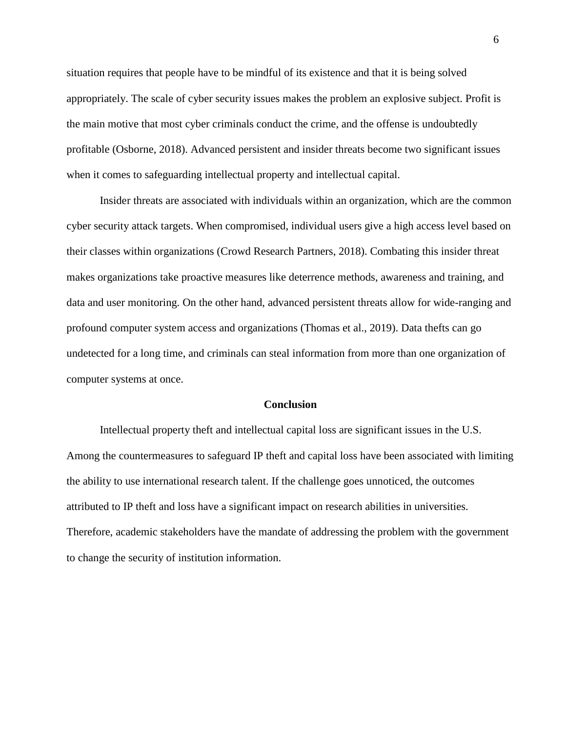situation requires that people have to be mindful of its existence and that it is being solved appropriately. The scale of cyber security issues makes the problem an explosive subject. Profit is the main motive that most cyber criminals conduct the crime, and the offense is undoubtedly profitable (Osborne, 2018). Advanced persistent and insider threats become two significant issues when it comes to safeguarding intellectual property and intellectual capital.

Insider threats are associated with individuals within an organization, which are the common cyber security attack targets. When compromised, individual users give a high access level based on their classes within organizations (Crowd Research Partners, 2018). Combating this insider threat makes organizations take proactive measures like deterrence methods, awareness and training, and data and user monitoring. On the other hand, advanced persistent threats allow for wide-ranging and profound computer system access and organizations (Thomas et al., 2019). Data thefts can go undetected for a long time, and criminals can steal information from more than one organization of computer systems at once.

## Conclusion

Intellectual property theft and intellectual capital loss are significant issues in the U.S. Among the countermeasures to safeguard IP theft and capital loss have been associated with limiting the ability to use international research talent. If the challenge goes unnoticed, the outcomes attributed to IP theft and loss have a significant impact on research abilities in universities. Therefore, academic stakeholders have the mandate of addressing the problem with the government to change the security of institution information.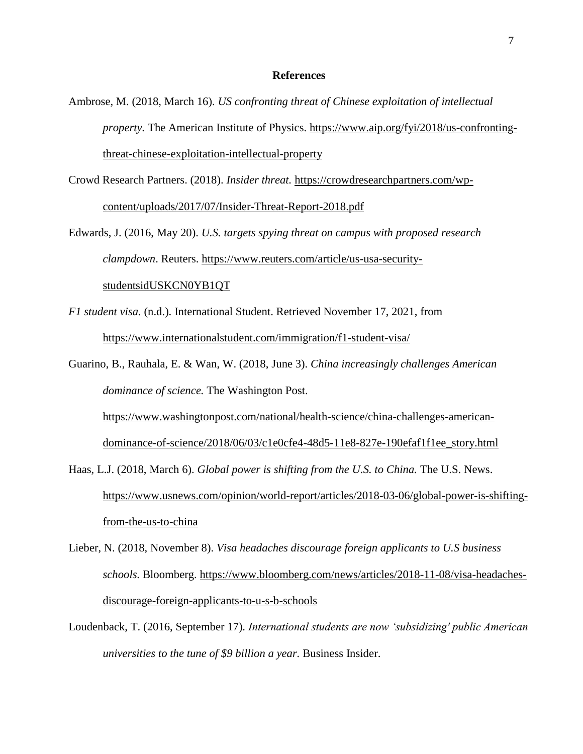## References

Ambrose, M. (2018, March 16). *US confronting threat of Chinese exploitation of intellectual property*. The American Institute of Physics. https://www.aip.org/fyi/2018/us-confronting-threat-chinese-exploitation-intellectual-property

Crowd Research Partners. (2018). *Insider threat.* https://crowdresearchpartners.com/wp-content/uploads/2017/07/Insider-Threat-Report-2018.pdf

Edwards, J. (2016, May 20). *U.S. targets spying threat on campus with proposed research clampdown*. Reuters. https://www.reuters.com/article/us-usa-security-studentsidUSKCN0YB1QT

*F1 student visa.* (n.d.). International Student. Retrieved November 17, 2021, from https://www.internationalstudent.com/immigration/f1-student-visa/

Guarino, B., Rauhala, E. & Wan, W. (2018, June 3). *China increasingly challenges American dominance of science.* The Washington Post. https://www.washingtonpost.com/national/health-science/china-challenges-american-dominance-of-science/2018/06/03/c1e0cfe4-48d5-11e8-827e-190efaf1f1ee_story.html

Haas, L.J. (2018, March 6). *Global power is shifting from the U.S. to China.* The U.S. News. https://www.usnews.com/opinion/world-report/articles/2018-03-06/global-power-is-shifting-from-the-us-to-china

Lieber, N. (2018, November 8). *Visa headaches discourage foreign applicants to U.S business schools.* Bloomberg. https://www.bloomberg.com/news/articles/2018-11-08/visa-headaches-discourage-foreign-applicants-to-u-s-b-schools

Loudenback, T. (2016, September 17). *International students are now 'subsidizing' public American universities to the tune of $9 billion a year.* Business Insider.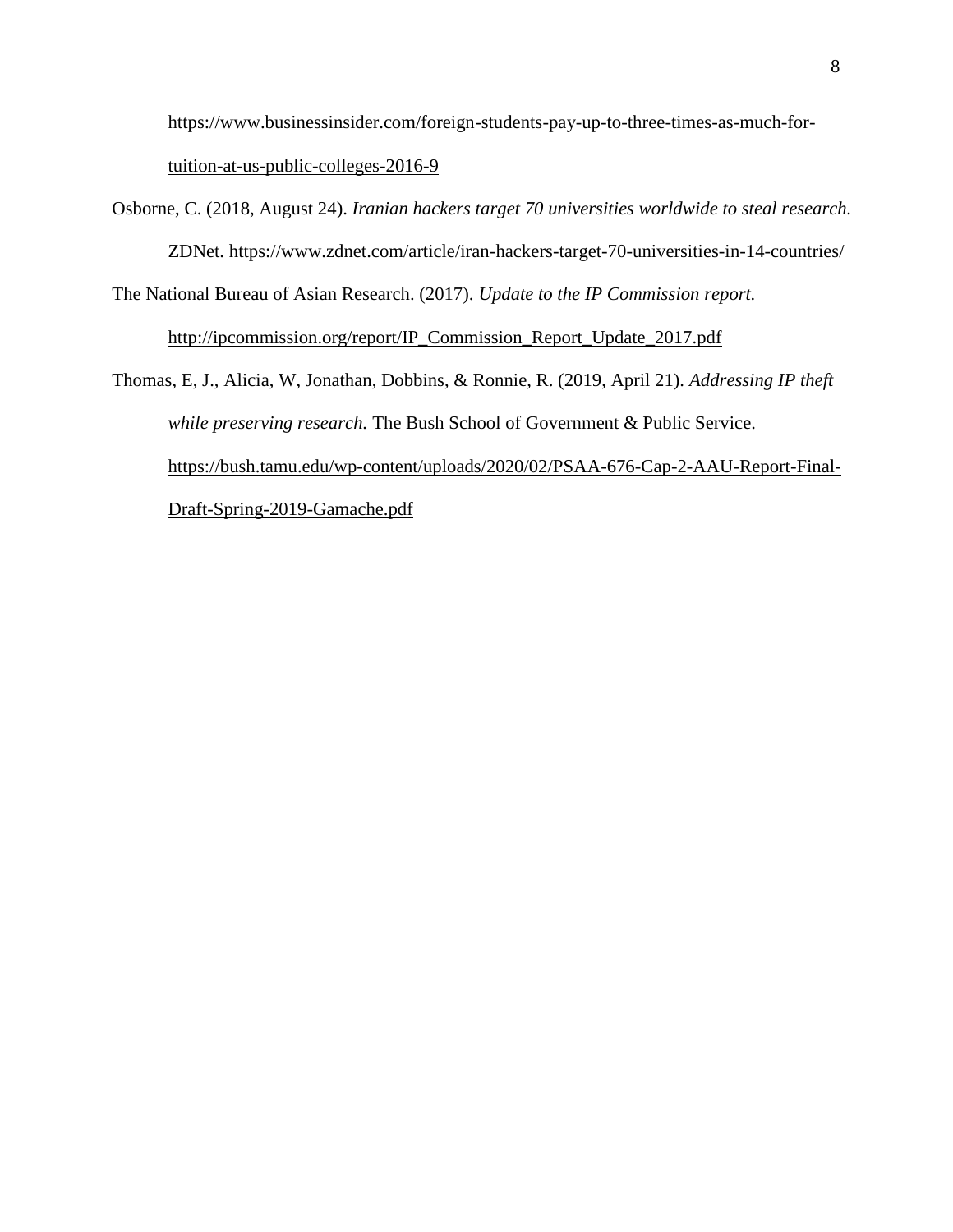https://www.businessinsider.com/foreign-students-pay-up-to-three-times-as-much-for-tuition-at-us-public-colleges-2016-9

Osborne, C. (2018, August 24). *Iranian hackers target 70 universities worldwide to steal research.* ZDNet. https://www.zdnet.com/article/iran-hackers-target-70-universities-in-14-countries/

The National Bureau of Asian Research. (2017). *Update to the IP Commission report.* http://ipcommission.org/report/IP_Commission_Report_Update_2017.pdf

Thomas, E, J., Alicia, W, Jonathan, Dobbins, & Ronnie, R. (2019, April 21). *Addressing IP theft while preserving research.* The Bush School of Government & Public Service. https://bush.tamu.edu/wp-content/uploads/2020/02/PSAA-676-Cap-2-AAU-Report-Final-Draft-Spring-2019-Gamache.pdf